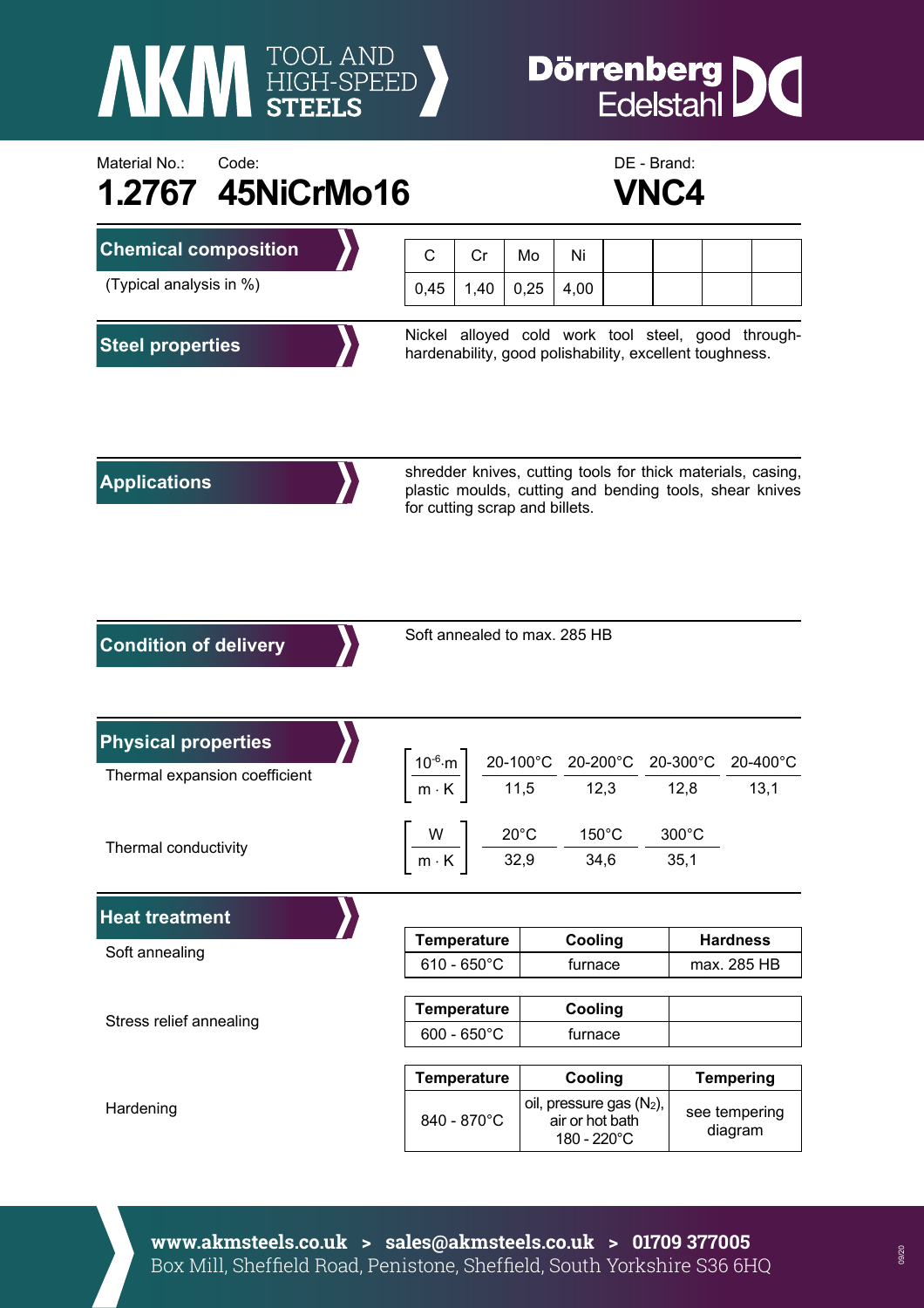AKM TOOL AND HIGH-SPEED STEELS

Dörrenberg Edelstahl

Material No.: **1.2767**

Code: **45NiCrMo16**

DE - Brand: **VNC4**

## Chemical composition

(Typical analysis in %)

| C | Cr | Mo | Ni | | | | |
|---|---|---|---|---|---|---|---|
| 0,45 | 1,40 | 0,25 | 4,00 | | | | |

## Steel properties

Nickel alloyed cold work tool steel, good through-hardenability, good polishability, excellent toughness.

## Applications

shredder knives, cutting tools for thick materials, casing, plastic moulds, cutting and bending tools, shear knives for cutting scrap and billets.

## Condition of delivery

Soft annealed to max. 285 HB

## Physical properties

Thermal expansion coefficient

| $\left[\frac{10^{-6} \cdot m}{m \cdot K}\right]$ | 20-100°C | 20-200°C | 20-300°C | 20-400°C |
|---|---|---|---|---|
| | 11,5 | 12,3 | 12,8 | 13,1 |

Thermal conductivity

| $\left[\frac{W}{m \cdot K}\right]$ | 20°C | 150°C | 300°C |
|---|---|---|---|
| | 32,9 | 34,6 | 35,1 |

## Heat treatment

Soft annealing

| Temperature | Cooling | Hardness |
|---|---|---|
| 610 - 650°C | furnace | max. 285 HB |

Stress relief annealing

| Temperature | Cooling | |
|---|---|---|
| 600 - 650°C | furnace | |

Hardening

| Temperature | Cooling | Tempering |
|---|---|---|
| 840 - 870°C | oil, pressure gas ($N_2$), air or hot bath 180 - 220°C | see tempering diagram |

**www.akmsteels.co.uk > sales@akmsteels.co.uk > 01709 377005**
Box Mill, Sheffield Road, Penistone, Sheffield, South Yorkshire S36 6HQ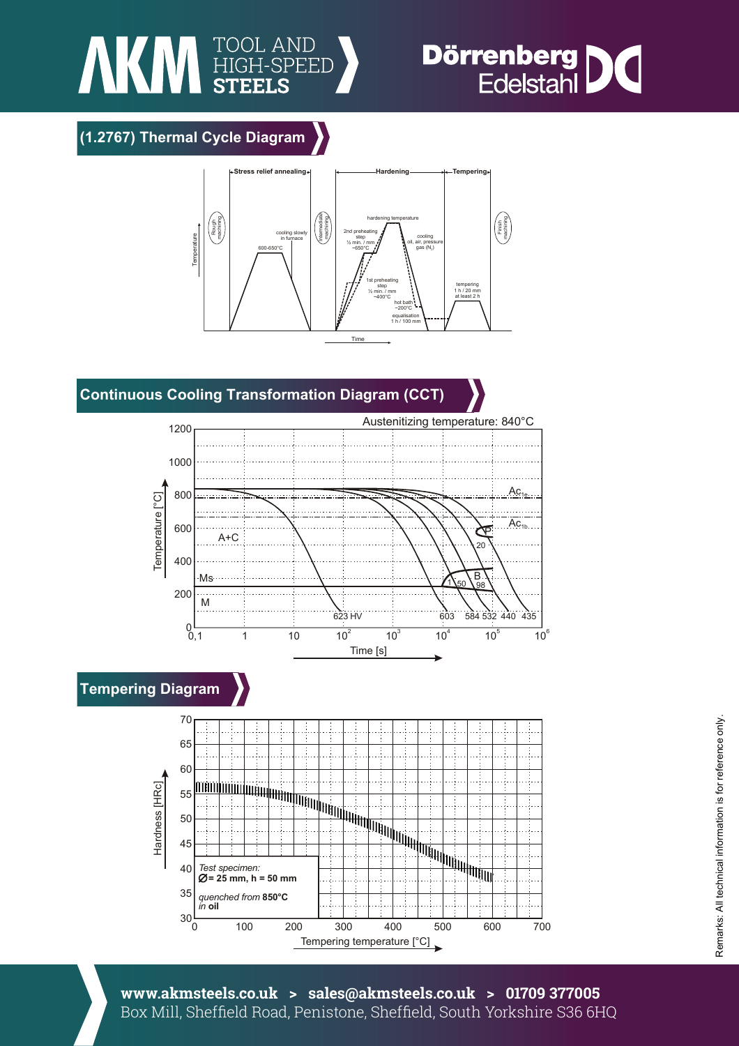# AKM TOOL AND HIGH-SPEED STEELS

**Dörrenberg Edelstahl**

## (1.2767) Thermal Cycle Diagram

Stress relief annealing
Hardening
Tempering
Rough machining
Intermediate machining
Finish machining
Temperature
Time
600-650°C
cooling slowly in furnace
hardening temperature
2nd preheating step ½ min. / mm ~650°C
1st preheating step ½ min. / mm ~400°C
cooling oil, air, pressure gas ($N_2$)
hot bath ~200°C
equalisation 1 h / 100 mm
tempering 1 h / 20 mm at least 2 h

## Continuous Cooling Transformation Diagram (CCT)

Austenitizing temperature: 840°C

Temperature [°C]
1200
1000
800
600
400
200
0
$Ac_{1e}$
$Ac_{1b}$
A+C
Ms
M
P
B
20
1
50
98
623 HV
603
584
532
440
435
0,1
1
10
$10^2$
$10^3$
$10^4$
$10^5$
$10^6$
Time [s]

## Tempering Diagram

Hardness [HRc]
70
65
60
55
50
45
40
35
30

*Test specimen:*
**Ø = 25 mm, h = 50 mm**
*quenched from* **850°C**
*in* **oil**

0
100
200
300
400
500
600
700
Tempering temperature [°C]

Remarks: All technical information is for reference only.

**www.akmsteels.co.uk > sales@akmsteels.co.uk > 01709 377005**
Box Mill, Sheffield Road, Penistone, Sheffield, South Yorkshire S36 6HQ